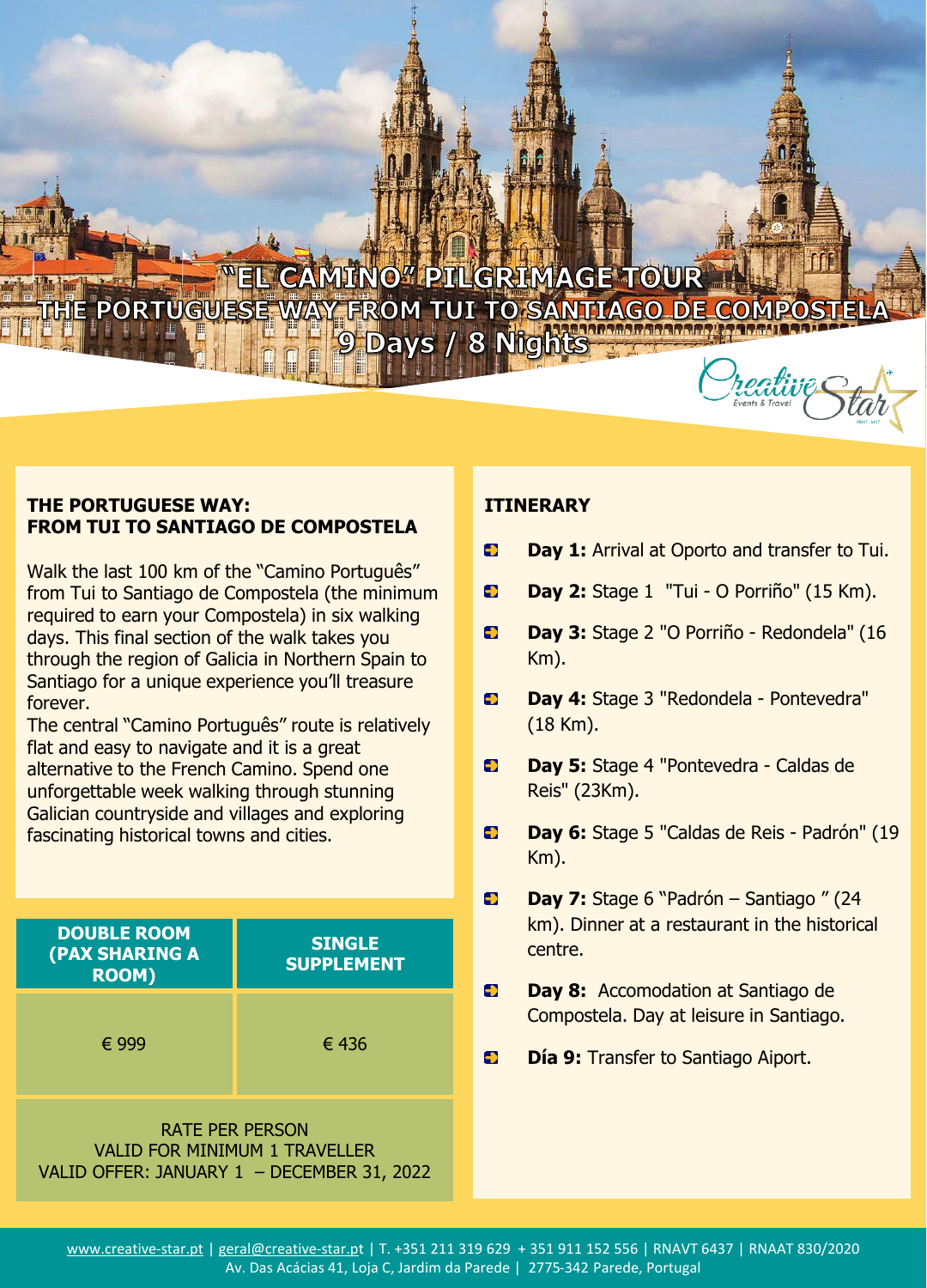# "EL CAMINO" PILGRIMAGE TOUR
## THE PORTUGUESE WAY FROM TUI TO SANTIAGO DE COMPOSTELA
## 9 Days / 8 Nights

Creative Star Events & Travel

### THE PORTUGUESE WAY: FROM TUI TO SANTIAGO DE COMPOSTELA

Walk the last 100 km of the "Camino Português" from Tui to Santiago de Compostela (the minimum required to earn your Compostela) in six walking days. This final section of the walk takes you through the region of Galicia in Northern Spain to Santiago for a unique experience you'll treasure forever.

The central "Camino Português" route is relatively flat and easy to navigate and it is a great alternative to the French Camino. Spend one unforgettable week walking through stunning Galician countryside and villages and exploring fascinating historical towns and cities.

| DOUBLE ROOM (PAX SHARING A ROOM) | SINGLE SUPPLEMENT |
| --- | --- |
| € 999 | € 436 |

RATE PER PERSON
VALID FOR MINIMUM 1 TRAVELLER
VALID OFFER: JANUARY 1 – DECEMBER 31, 2022

### ITINERARY

- **Day 1:** Arrival at Oporto and transfer to Tui.
- **Day 2:** Stage 1 "Tui - O Porriño" (15 Km).
- **Day 3:** Stage 2 "O Porriño - Redondela" (16 Km).
- **Day 4:** Stage 3 "Redondela - Pontevedra" (18 Km).
- **Day 5:** Stage 4 "Pontevedra - Caldas de Reis" (23Km).
- **Day 6:** Stage 5 "Caldas de Reis - Padrón" (19 Km).
- **Day 7:** Stage 6 "Padrón – Santiago " (24 km). Dinner at a restaurant in the historical centre.
- **Day 8:** Accomodation at Santiago de Compostela. Day at leisure in Santiago.
- **Día 9:** Transfer to Santiago Aiport.

www.creative-star.pt | geral@creative-star.pt | T. +351 211 319 629 + 351 911 152 556 | RNAVT 6437 | RNAAT 830/2020
Av. Das Acácias 41, Loja C, Jardim da Parede | 2775-342 Parede, Portugal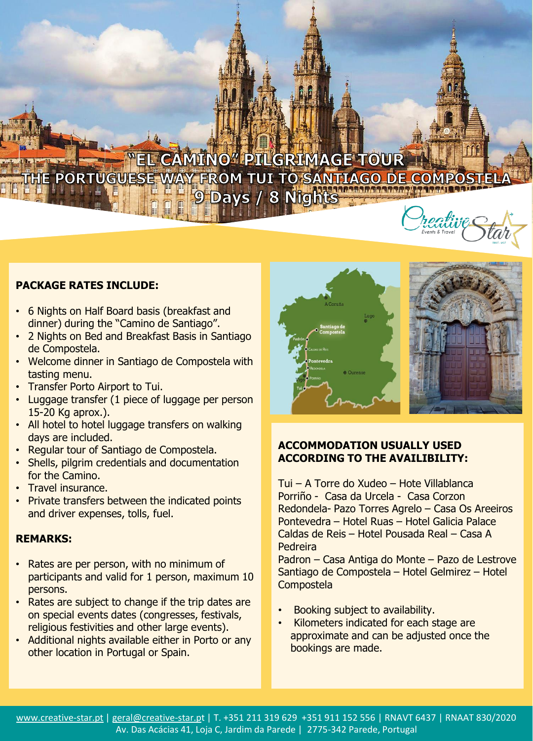# "EL CAMINO" PILGRIMAGE TOUR
## THE PORTUGUESE WAY FROM TUI TO SANTIAGO DE COMPOSTELA
## 9 Days / 8 Nights

### PACKAGE RATES INCLUDE:

- 6 Nights on Half Board basis (breakfast and dinner) during the "Camino de Santiago".
- 2 Nights on Bed and Breakfast Basis in Santiago de Compostela.
- Welcome dinner in Santiago de Compostela with tasting menu.
- Transfer Porto Airport to Tui.
- Luggage transfer (1 piece of luggage per person 15-20 Kg aprox.).
- All hotel to hotel luggage transfers on walking days are included.
- Regular tour of Santiago de Compostela.
- Shells, pilgrim credentials and documentation for the Camino.
- Travel insurance.
- Private transfers between the indicated points and driver expenses, tolls, fuel.

### REMARKS:

- Rates are per person, with no minimum of participants and valid for 1 person, maximum 10 persons.
- Rates are subject to change if the trip dates are on special events dates (congresses, festivals, religious festivities and other large events).
- Additional nights available either in Porto or any other location in Portugal or Spain.

### ACCOMMODATION USUALLY USED ACCORDING TO THE AVAILIBILITY:

Tui – A Torre do Xudeo – Hote Villablanca
Porriño - Casa da Urcela - Casa Corzon
Redondela- Pazo Torres Agrelo – Casa Os Areeiros
Pontevedra – Hotel Ruas – Hotel Galicia Palace
Caldas de Reis – Hotel Pousada Real – Casa A Pedreira
Padron – Casa Antiga do Monte – Pazo de Lestrove
Santiago de Compostela – Hotel Gelmirez – Hotel Compostela

- Booking subject to availability.
- Kilometers indicated for each stage are approximate and can be adjusted once the bookings are made.

www.creative-star.pt | geral@creative-star.pt | T. +351 211 319 629 +351 911 152 556 | RNAVT 6437 | RNAAT 830/2020
Av. Das Acácias 41, Loja C, Jardim da Parede | 2775-342 Parede, Portugal